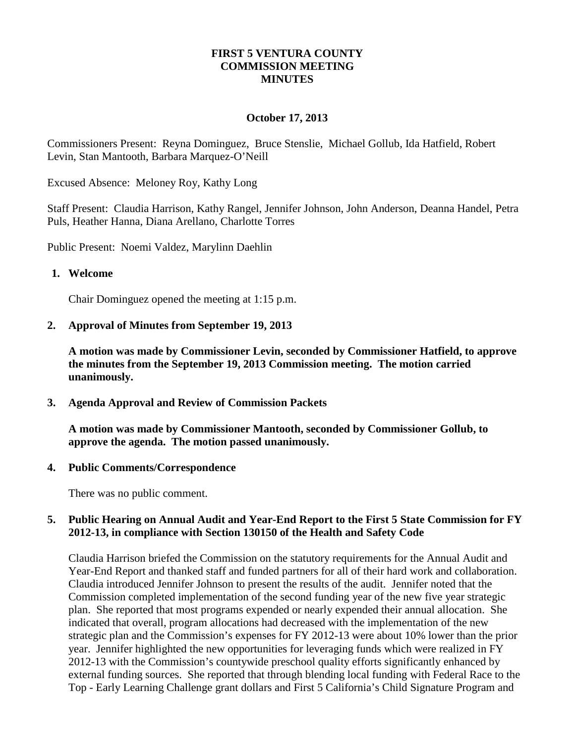# FIRST 5 VENTURA COUNTY
# COMMISSION MEETING
# MINUTES

**October 17, 2013**

Commissioners Present: Reyna Dominguez, Bruce Stenslie, Michael Gollub, Ida Hatfield, Robert Levin, Stan Mantooth, Barbara Marquez-O'Neill

Excused Absence: Meloney Roy, Kathy Long

Staff Present: Claudia Harrison, Kathy Rangel, Jennifer Johnson, John Anderson, Deanna Handel, Petra Puls, Heather Hanna, Diana Arellano, Charlotte Torres

Public Present: Noemi Valdez, Marylinn Daehlin

## 1. Welcome

Chair Dominguez opened the meeting at 1:15 p.m.

## 2. Approval of Minutes from September 19, 2013

**A motion was made by Commissioner Levin, seconded by Commissioner Hatfield, to approve the minutes from the September 19, 2013 Commission meeting. The motion carried unanimously.**

## 3. Agenda Approval and Review of Commission Packets

**A motion was made by Commissioner Mantooth, seconded by Commissioner Gollub, to approve the agenda. The motion passed unanimously.**

## 4. Public Comments/Correspondence

There was no public comment.

## 5. Public Hearing on Annual Audit and Year-End Report to the First 5 State Commission for FY 2012-13, in compliance with Section 130150 of the Health and Safety Code

Claudia Harrison briefed the Commission on the statutory requirements for the Annual Audit and Year-End Report and thanked staff and funded partners for all of their hard work and collaboration. Claudia introduced Jennifer Johnson to present the results of the audit. Jennifer noted that the Commission completed implementation of the second funding year of the new five year strategic plan. She reported that most programs expended or nearly expended their annual allocation. She indicated that overall, program allocations had decreased with the implementation of the new strategic plan and the Commission's expenses for FY 2012-13 were about 10% lower than the prior year. Jennifer highlighted the new opportunities for leveraging funds which were realized in FY 2012-13 with the Commission's countywide preschool quality efforts significantly enhanced by external funding sources. She reported that through blending local funding with Federal Race to the Top - Early Learning Challenge grant dollars and First 5 California's Child Signature Program and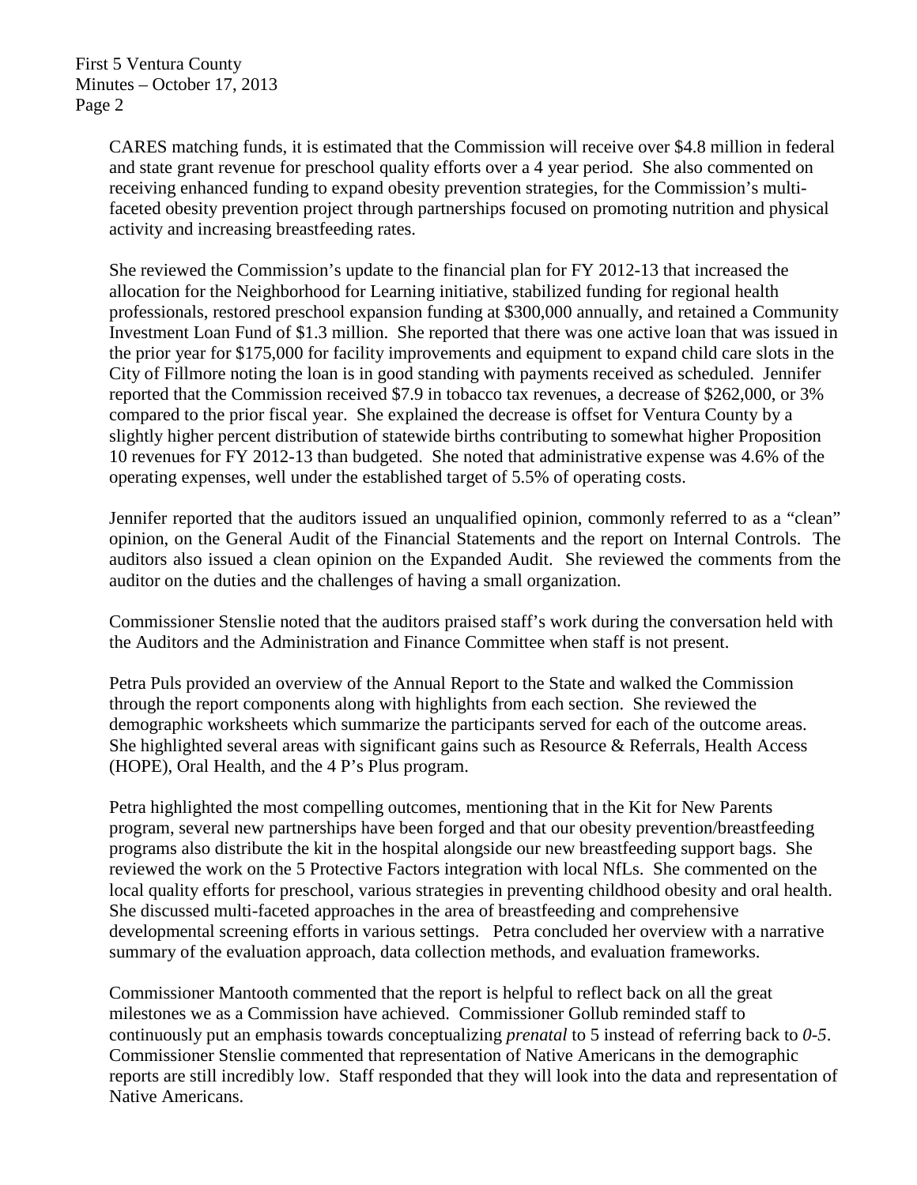CARES matching funds, it is estimated that the Commission will receive over $4.8 million in federal and state grant revenue for preschool quality efforts over a 4 year period. She also commented on receiving enhanced funding to expand obesity prevention strategies, for the Commission's multi-faceted obesity prevention project through partnerships focused on promoting nutrition and physical activity and increasing breastfeeding rates.

She reviewed the Commission's update to the financial plan for FY 2012-13 that increased the allocation for the Neighborhood for Learning initiative, stabilized funding for regional health professionals, restored preschool expansion funding at $300,000 annually, and retained a Community Investment Loan Fund of $1.3 million. She reported that there was one active loan that was issued in the prior year for $175,000 for facility improvements and equipment to expand child care slots in the City of Fillmore noting the loan is in good standing with payments received as scheduled. Jennifer reported that the Commission received $7.9 in tobacco tax revenues, a decrease of $262,000, or 3% compared to the prior fiscal year. She explained the decrease is offset for Ventura County by a slightly higher percent distribution of statewide births contributing to somewhat higher Proposition 10 revenues for FY 2012-13 than budgeted. She noted that administrative expense was 4.6% of the operating expenses, well under the established target of 5.5% of operating costs.

Jennifer reported that the auditors issued an unqualified opinion, commonly referred to as a "clean" opinion, on the General Audit of the Financial Statements and the report on Internal Controls. The auditors also issued a clean opinion on the Expanded Audit. She reviewed the comments from the auditor on the duties and the challenges of having a small organization.

Commissioner Stenslie noted that the auditors praised staff's work during the conversation held with the Auditors and the Administration and Finance Committee when staff is not present.

Petra Puls provided an overview of the Annual Report to the State and walked the Commission through the report components along with highlights from each section. She reviewed the demographic worksheets which summarize the participants served for each of the outcome areas. She highlighted several areas with significant gains such as Resource & Referrals, Health Access (HOPE), Oral Health, and the 4 P's Plus program.

Petra highlighted the most compelling outcomes, mentioning that in the Kit for New Parents program, several new partnerships have been forged and that our obesity prevention/breastfeeding programs also distribute the kit in the hospital alongside our new breastfeeding support bags. She reviewed the work on the 5 Protective Factors integration with local NfLs. She commented on the local quality efforts for preschool, various strategies in preventing childhood obesity and oral health. She discussed multi-faceted approaches in the area of breastfeeding and comprehensive developmental screening efforts in various settings. Petra concluded her overview with a narrative summary of the evaluation approach, data collection methods, and evaluation frameworks.

Commissioner Mantooth commented that the report is helpful to reflect back on all the great milestones we as a Commission have achieved. Commissioner Gollub reminded staff to continuously put an emphasis towards conceptualizing *prenatal* to 5 instead of referring back to *0-5*. Commissioner Stenslie commented that representation of Native Americans in the demographic reports are still incredibly low. Staff responded that they will look into the data and representation of Native Americans.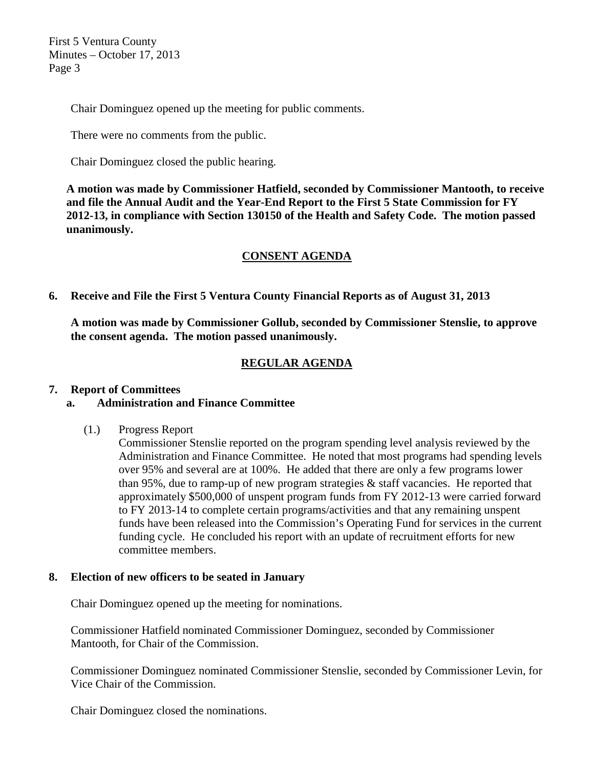Chair Dominguez opened up the meeting for public comments.

There were no comments from the public.

Chair Dominguez closed the public hearing.

**A motion was made by Commissioner Hatfield, seconded by Commissioner Mantooth, to receive and file the Annual Audit and the Year-End Report to the First 5 State Commission for FY 2012-13, in compliance with Section 130150 of the Health and Safety Code. The motion passed unanimously.**

## CONSENT AGENDA

**6. Receive and File the First 5 Ventura County Financial Reports as of August 31, 2013**

**A motion was made by Commissioner Gollub, seconded by Commissioner Stenslie, to approve the consent agenda. The motion passed unanimously.**

## REGULAR AGENDA

**7. Report of Committees**

**a. Administration and Finance Committee**

(1.) Progress Report
Commissioner Stenslie reported on the program spending level analysis reviewed by the Administration and Finance Committee. He noted that most programs had spending levels over 95% and several are at 100%. He added that there are only a few programs lower than 95%, due to ramp-up of new program strategies & staff vacancies. He reported that approximately $500,000 of unspent program funds from FY 2012-13 were carried forward to FY 2013-14 to complete certain programs/activities and that any remaining unspent funds have been released into the Commission's Operating Fund for services in the current funding cycle. He concluded his report with an update of recruitment efforts for new committee members.

**8. Election of new officers to be seated in January**

Chair Dominguez opened up the meeting for nominations.

Commissioner Hatfield nominated Commissioner Dominguez, seconded by Commissioner Mantooth, for Chair of the Commission.

Commissioner Dominguez nominated Commissioner Stenslie, seconded by Commissioner Levin, for Vice Chair of the Commission.

Chair Dominguez closed the nominations.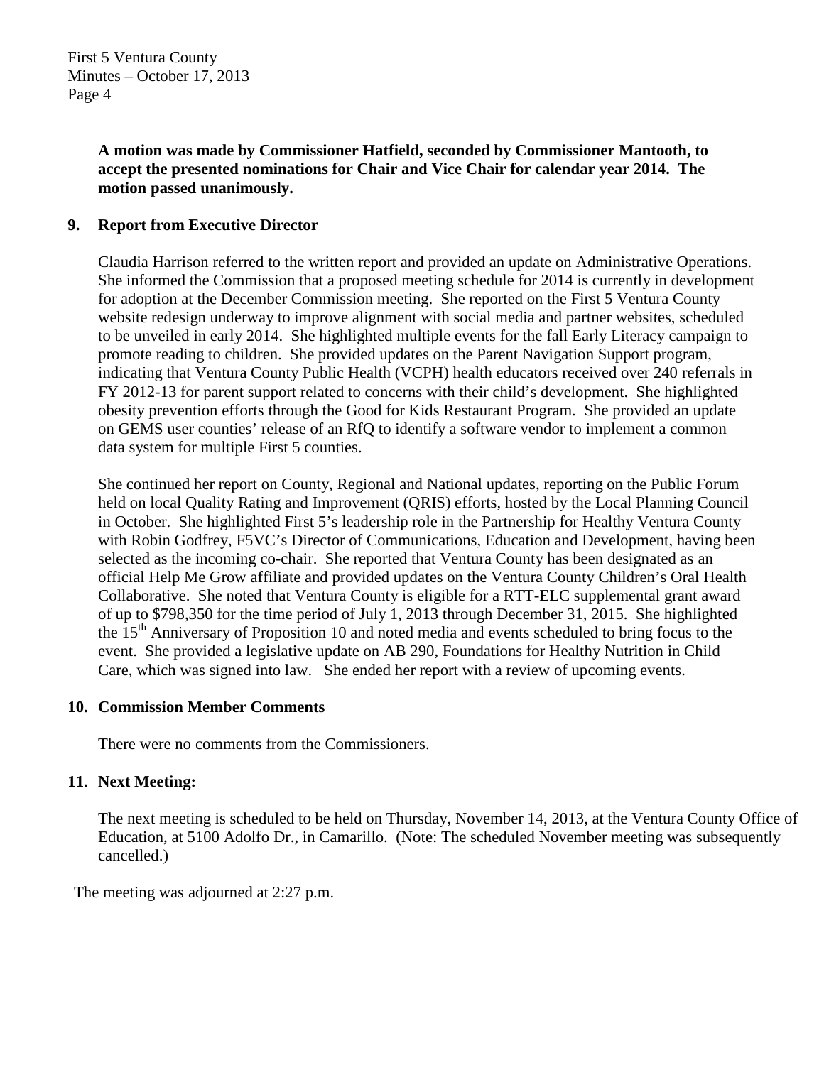**A motion was made by Commissioner Hatfield, seconded by Commissioner Mantooth, to accept the presented nominations for Chair and Vice Chair for calendar year 2014. The motion passed unanimously.**

## 9. Report from Executive Director

Claudia Harrison referred to the written report and provided an update on Administrative Operations. She informed the Commission that a proposed meeting schedule for 2014 is currently in development for adoption at the December Commission meeting. She reported on the First 5 Ventura County website redesign underway to improve alignment with social media and partner websites, scheduled to be unveiled in early 2014. She highlighted multiple events for the fall Early Literacy campaign to promote reading to children. She provided updates on the Parent Navigation Support program, indicating that Ventura County Public Health (VCPH) health educators received over 240 referrals in FY 2012-13 for parent support related to concerns with their child's development. She highlighted obesity prevention efforts through the Good for Kids Restaurant Program. She provided an update on GEMS user counties' release of an RfQ to identify a software vendor to implement a common data system for multiple First 5 counties.

She continued her report on County, Regional and National updates, reporting on the Public Forum held on local Quality Rating and Improvement (QRIS) efforts, hosted by the Local Planning Council in October. She highlighted First 5's leadership role in the Partnership for Healthy Ventura County with Robin Godfrey, F5VC's Director of Communications, Education and Development, having been selected as the incoming co-chair. She reported that Ventura County has been designated as an official Help Me Grow affiliate and provided updates on the Ventura County Children's Oral Health Collaborative. She noted that Ventura County is eligible for a RTT-ELC supplemental grant award of up to $798,350 for the time period of July 1, 2013 through December 31, 2015. She highlighted the 15th Anniversary of Proposition 10 and noted media and events scheduled to bring focus to the event. She provided a legislative update on AB 290, Foundations for Healthy Nutrition in Child Care, which was signed into law. She ended her report with a review of upcoming events.

## 10. Commission Member Comments

There were no comments from the Commissioners.

## 11. Next Meeting:

The next meeting is scheduled to be held on Thursday, November 14, 2013, at the Ventura County Office of Education, at 5100 Adolfo Dr., in Camarillo. (Note: The scheduled November meeting was subsequently cancelled.)

The meeting was adjourned at 2:27 p.m.